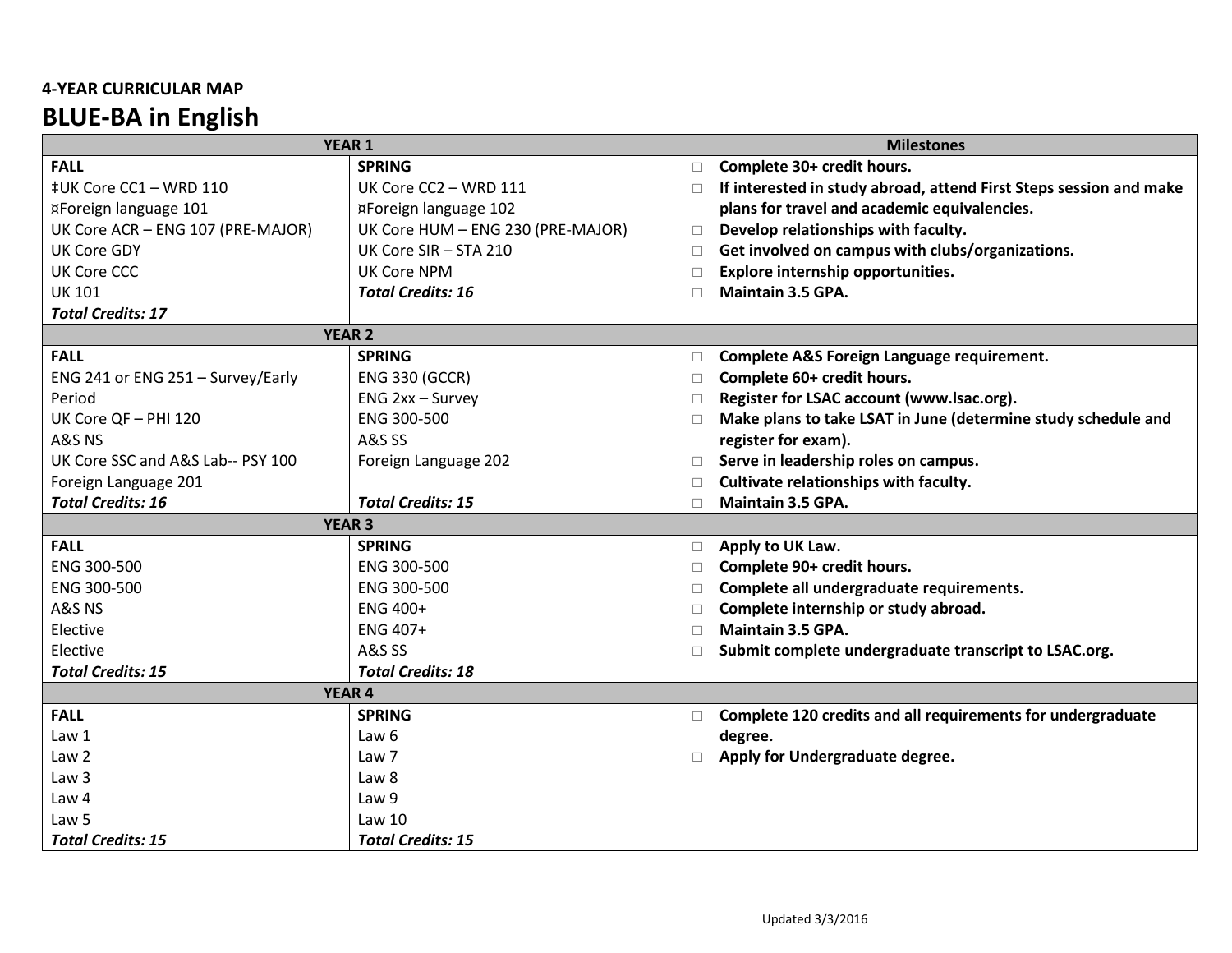**4-YEAR CURRICULAR MAP**

# BLUE-BA in English

| YEAR 1 | | Milestones |
|---|---|---|
| **FALL**<br>‡UK Core CC1 – WRD 110<br>¤Foreign language 101<br>UK Core ACR – ENG 107 (PRE-MAJOR)<br>UK Core GDY<br>UK Core CCC<br>UK 101<br>***Total Credits: 17*** | **SPRING**<br>UK Core CC2 – WRD 111<br>¤Foreign language 102<br>UK Core HUM – ENG 230 (PRE-MAJOR)<br>UK Core SIR – STA 210<br>UK Core NPM<br>***Total Credits: 16*** | □ **Complete 30+ credit hours.**<br>□ **If interested in study abroad, attend First Steps session and make plans for travel and academic equivalencies.**<br>□ **Develop relationships with faculty.**<br>□ **Get involved on campus with clubs/organizations.**<br>□ **Explore internship opportunities.**<br>□ **Maintain 3.5 GPA.** |
| **YEAR 2** | | |
| **FALL**<br>ENG 241 or ENG 251 – Survey/Early Period<br>UK Core QF – PHI 120<br>A&S NS<br>UK Core SSC and A&S Lab-- PSY 100<br>Foreign Language 201<br>***Total Credits: 16*** | **SPRING**<br>ENG 330 (GCCR)<br>ENG 2xx – Survey<br>ENG 300-500<br>A&S SS<br>Foreign Language 202<br>***Total Credits: 15*** | □ **Complete A&S Foreign Language requirement.**<br>□ **Complete 60+ credit hours.**<br>□ **Register for LSAC account (www.lsac.org).**<br>□ **Make plans to take LSAT in June (determine study schedule and register for exam).**<br>□ **Serve in leadership roles on campus.**<br>□ **Cultivate relationships with faculty.**<br>□ **Maintain 3.5 GPA.** |
| **YEAR 3** | | |
| **FALL**<br>ENG 300-500<br>ENG 300-500<br>A&S NS<br>Elective<br>Elective<br>***Total Credits: 15*** | **SPRING**<br>ENG 300-500<br>ENG 300-500<br>ENG 400+<br>ENG 407+<br>A&S SS<br>***Total Credits: 18*** | □ **Apply to UK Law.**<br>□ **Complete 90+ credit hours.**<br>□ **Complete all undergraduate requirements.**<br>□ **Complete internship or study abroad.**<br>□ **Maintain 3.5 GPA.**<br>□ **Submit complete undergraduate transcript to LSAC.org.** |
| **YEAR 4** | | |
| **FALL**<br>Law 1<br>Law 2<br>Law 3<br>Law 4<br>Law 5<br>***Total Credits: 15*** | **SPRING**<br>Law 6<br>Law 7<br>Law 8<br>Law 9<br>Law 10<br>***Total Credits: 15*** | □ **Complete 120 credits and all requirements for undergraduate degree.**<br>□ **Apply for Undergraduate degree.** |

Updated 3/3/2016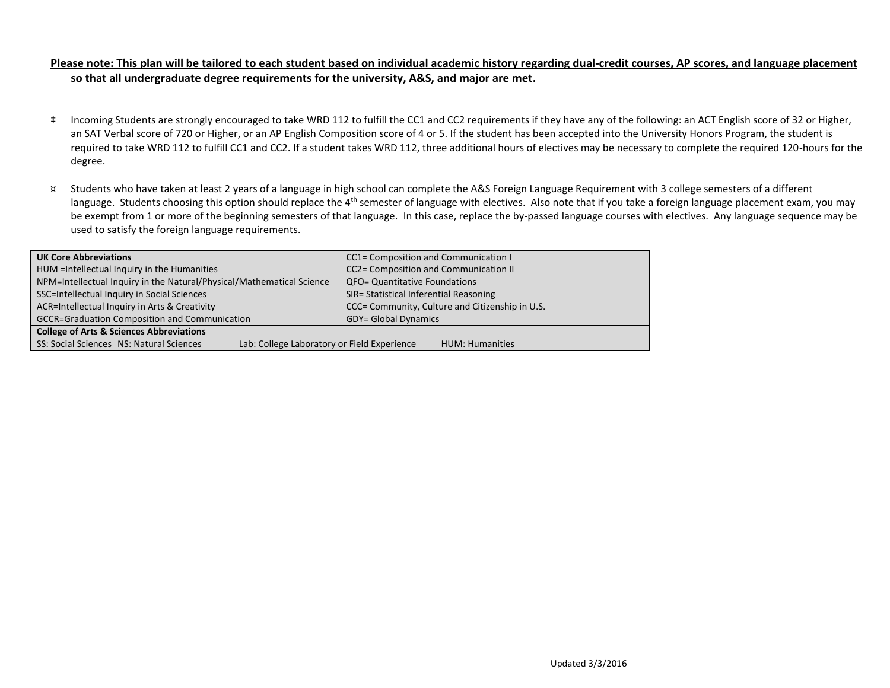**Please note: This plan will be tailored to each student based on individual academic history regarding dual-credit courses, AP scores, and language placement so that all undergraduate degree requirements for the university, A&S, and major are met.**

‡ Incoming Students are strongly encouraged to take WRD 112 to fulfill the CC1 and CC2 requirements if they have any of the following: an ACT English score of 32 or Higher, an SAT Verbal score of 720 or Higher, or an AP English Composition score of 4 or 5. If the student has been accepted into the University Honors Program, the student is required to take WRD 112 to fulfill CC1 and CC2. If a student takes WRD 112, three additional hours of electives may be necessary to complete the required 120-hours for the degree.

¤ Students who have taken at least 2 years of a language in high school can complete the A&S Foreign Language Requirement with 3 college semesters of a different language. Students choosing this option should replace the 4th semester of language with electives. Also note that if you take a foreign language placement exam, you may be exempt from 1 or more of the beginning semesters of that language. In this case, replace the by-passed language courses with electives. Any language sequence may be used to satisfy the foreign language requirements.

| | |
|---|---|
| **UK Core Abbreviations** | CC1= Composition and Communication I |
| HUM =Intellectual Inquiry in the Humanities | CC2= Composition and Communication II |
| NPM=Intellectual Inquiry in the Natural/Physical/Mathematical Science | QFO= Quantitative Foundations |
| SSC=Intellectual Inquiry in Social Sciences | SIR= Statistical Inferential Reasoning |
| ACR=Intellectual Inquiry in Arts & Creativity | CCC= Community, Culture and Citizenship in U.S. |
| GCCR=Graduation Composition and Communication | GDY= Global Dynamics |
| **College of Arts & Sciences Abbreviations** | |
| SS: Social Sciences NS: Natural Sciences Lab: College Laboratory or Field Experience | HUM: Humanities |

Updated 3/3/2016